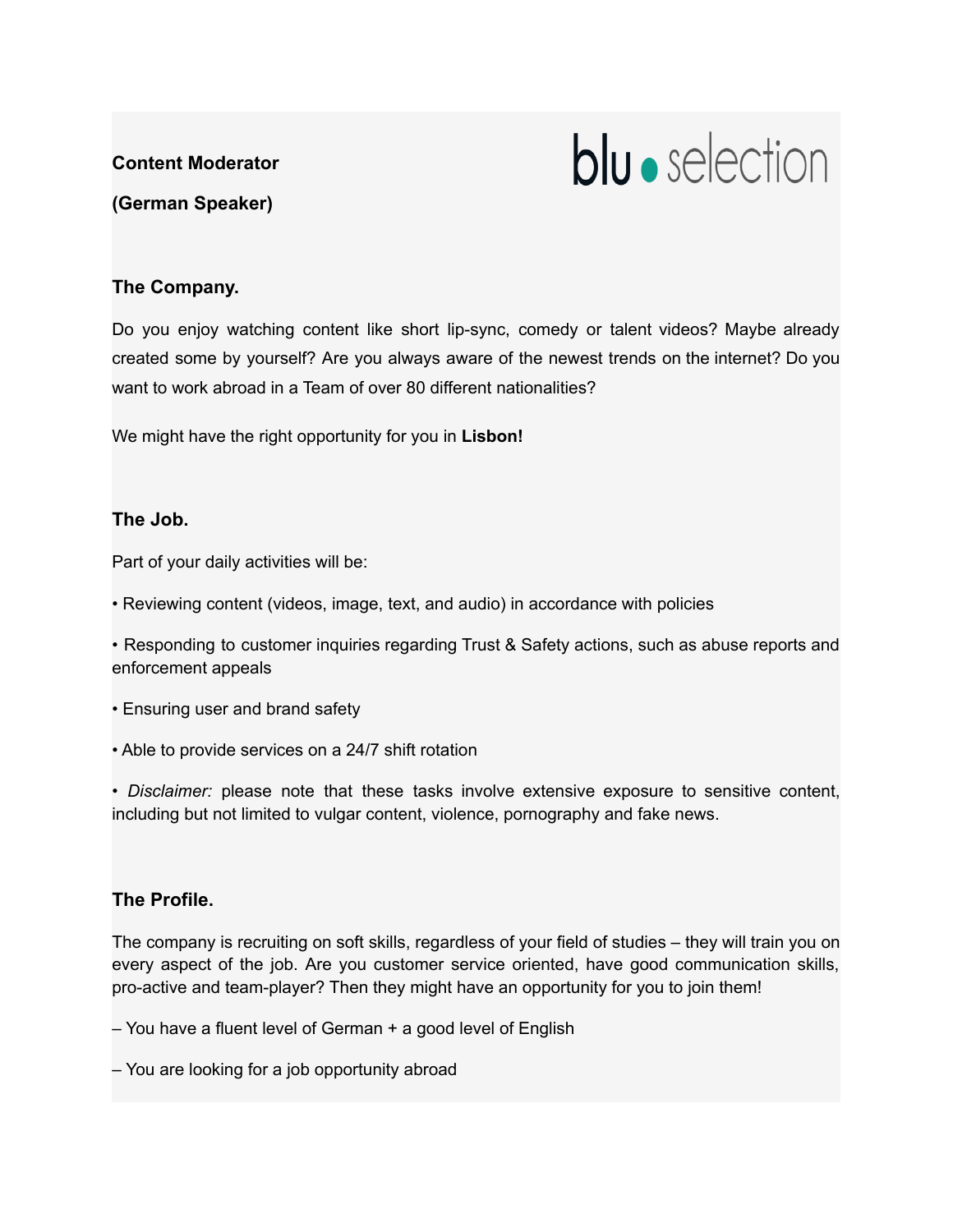**Content Moderator**

**(German Speaker)**

blu • selection

### The Company.

Do you enjoy watching content like short lip-sync, comedy or talent videos? Maybe already created some by yourself? Are you always aware of the newest trends on the internet? Do you want to work abroad in a Team of over 80 different nationalities?

We might have the right opportunity for you in **Lisbon!**

### The Job.

Part of your daily activities will be:

• Reviewing content (videos, image, text, and audio) in accordance with policies

• Responding to customer inquiries regarding Trust & Safety actions, such as abuse reports and enforcement appeals

• Ensuring user and brand safety

• Able to provide services on a 24/7 shift rotation

• *Disclaimer:* please note that these tasks involve extensive exposure to sensitive content, including but not limited to vulgar content, violence, pornography and fake news.

### The Profile.

The company is recruiting on soft skills, regardless of your field of studies – they will train you on every aspect of the job. Are you customer service oriented, have good communication skills, pro-active and team-player? Then they might have an opportunity for you to join them!

– You have a fluent level of German + a good level of English

– You are looking for a job opportunity abroad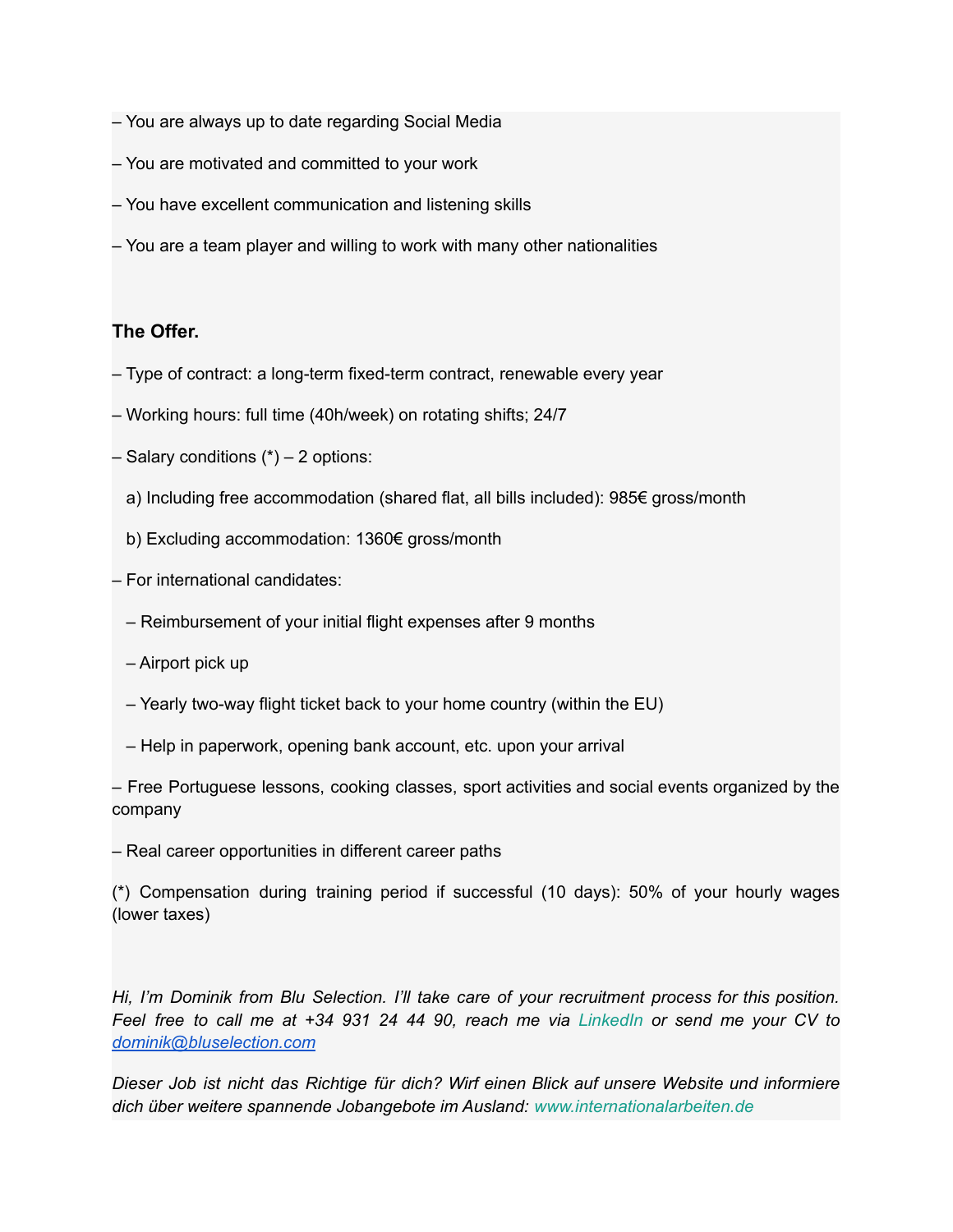– You are always up to date regarding Social Media

– You are motivated and committed to your work

– You have excellent communication and listening skills

– You are a team player and willing to work with many other nationalities

**The Offer.**

– Type of contract: a long-term fixed-term contract, renewable every year

– Working hours: full time (40h/week) on rotating shifts; 24/7

– Salary conditions (*) – 2 options:

a) Including free accommodation (shared flat, all bills included): 985€ gross/month

b) Excluding accommodation: 1360€ gross/month

– For international candidates:

– Reimbursement of your initial flight expenses after 9 months

– Airport pick up

– Yearly two-way flight ticket back to your home country (within the EU)

– Help in paperwork, opening bank account, etc. upon your arrival

– Free Portuguese lessons, cooking classes, sport activities and social events organized by the company

– Real career opportunities in different career paths

(*) Compensation during training period if successful (10 days): 50% of your hourly wages (lower taxes)

*Hi, I'm Dominik from Blu Selection. I'll take care of your recruitment process for this position. Feel free to call me at +34 931 24 44 90, reach me via LinkedIn or send me your CV to dominik@bluselection.com*

*Dieser Job ist nicht das Richtige für dich? Wirf einen Blick auf unsere Website und informiere dich über weitere spannende Jobangebote im Ausland: www.internationalarbeiten.de*